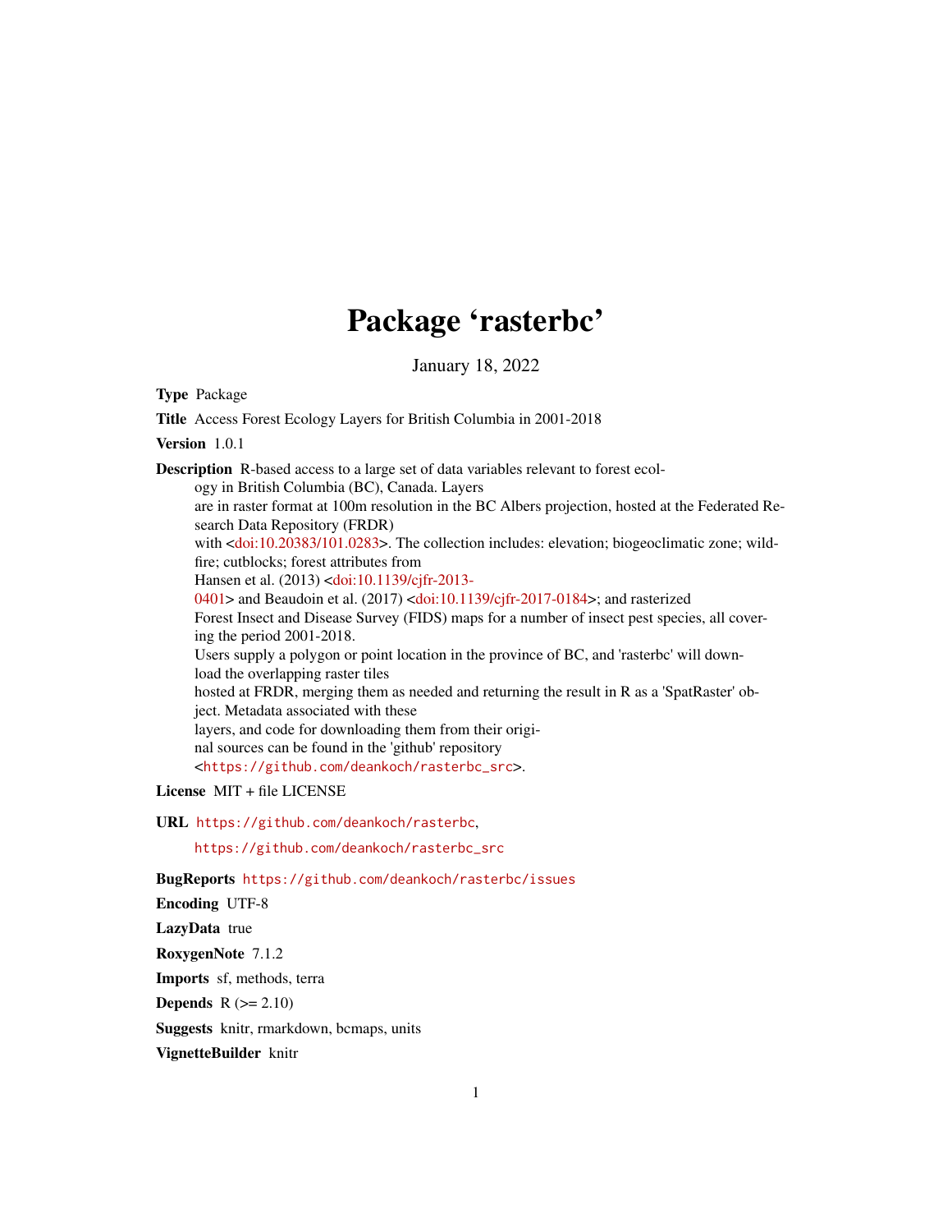# Package 'rasterbc'

January 18, 2022

**Type** Package

**Title** Access Forest Ecology Layers for British Columbia in 2001-2018

**Version** 1.0.1

**Description** R-based access to a large set of data variables relevant to forest ecology in British Columbia (BC), Canada. Layers are in raster format at 100m resolution in the BC Albers projection, hosted at the Federated Research Data Repository (FRDR) with <doi:10.20383/101.0283>. The collection includes: elevation; biogeoclimatic zone; wildfire; cutblocks; forest attributes from Hansen et al. (2013) <doi:10.1139/cjfr-2013-0401> and Beaudoin et al. (2017) <doi:10.1139/cjfr-2017-0184>; and rasterized Forest Insect and Disease Survey (FIDS) maps for a number of insect pest species, all covering the period 2001-2018. Users supply a polygon or point location in the province of BC, and 'rasterbc' will download the overlapping raster tiles hosted at FRDR, merging them as needed and returning the result in R as a 'SpatRaster' object. Metadata associated with these layers, and code for downloading them from their original sources can be found in the 'github' repository <https://github.com/deankoch/rasterbc_src>.

**License** MIT + file LICENSE

**URL** https://github.com/deankoch/rasterbc, https://github.com/deankoch/rasterbc_src

**BugReports** https://github.com/deankoch/rasterbc/issues

**Encoding** UTF-8

**LazyData** true

**RoxygenNote** 7.1.2

**Imports** sf, methods, terra

**Depends** R (>= 2.10)

**Suggests** knitr, rmarkdown, bcmaps, units

**VignetteBuilder** knitr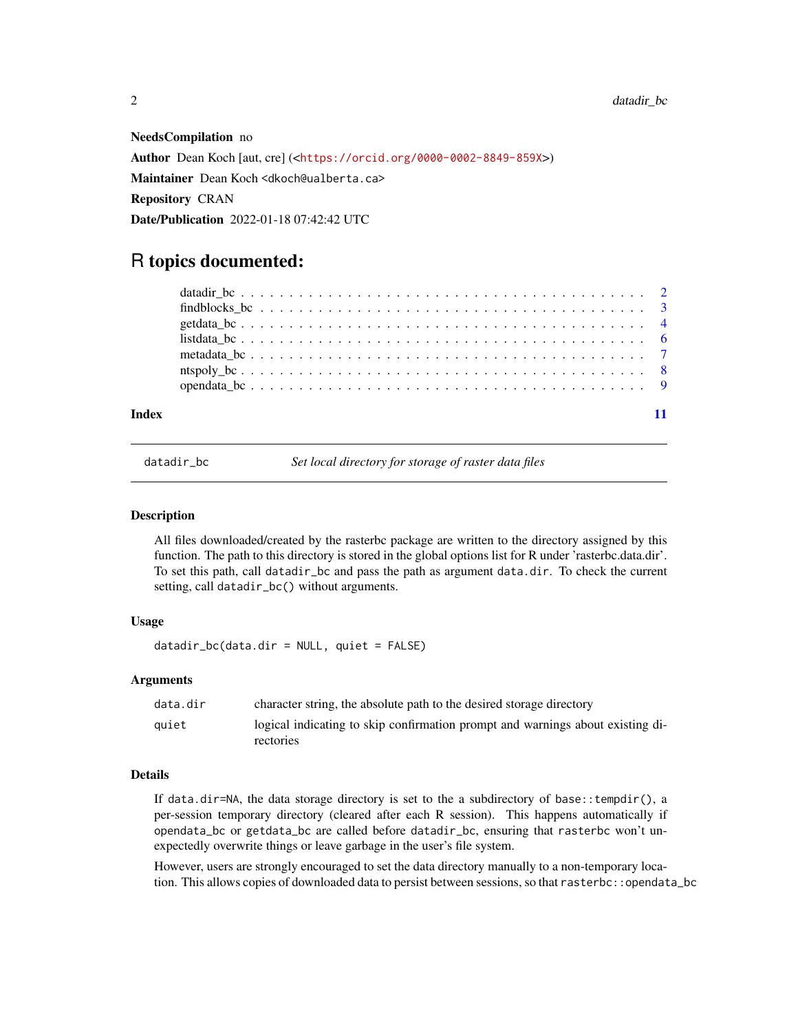**NeedsCompilation** no

**Author** Dean Koch [aut, cre] (<https://orcid.org/0000-0002-8849-859X>)

**Maintainer** Dean Koch <dkoch@ualberta.ca>

**Repository** CRAN

**Date/Publication** 2022-01-18 07:42:42 UTC

# R topics documented:

- datadir_bc . . . . . . . . . . . . . . . . . . . . . . . . . . . . . . . . . . . . . . . . . 2
- findblocks_bc . . . . . . . . . . . . . . . . . . . . . . . . . . . . . . . . . . . . . . . 3
- getdata_bc . . . . . . . . . . . . . . . . . . . . . . . . . . . . . . . . . . . . . . . . . 4
- listdata_bc . . . . . . . . . . . . . . . . . . . . . . . . . . . . . . . . . . . . . . . . . 6
- metadata_bc . . . . . . . . . . . . . . . . . . . . . . . . . . . . . . . . . . . . . . . . 7
- ntspoly_bc . . . . . . . . . . . . . . . . . . . . . . . . . . . . . . . . . . . . . . . . . 8
- opendata_bc . . . . . . . . . . . . . . . . . . . . . . . . . . . . . . . . . . . . . . . . 9

**Index** 11

---

## datadir_bc — *Set local directory for storage of raster data files*

### Description

All files downloaded/created by the rasterbc package are written to the directory assigned by this function. The path to this directory is stored in the global options list for R under 'rasterbc.data.dir'. To set this path, call `datadir_bc` and pass the path as argument `data.dir`. To check the current setting, call `datadir_bc()` without arguments.

### Usage

```
datadir_bc(data.dir = NULL, quiet = FALSE)
```

### Arguments

| | |
|---|---|
| `data.dir` | character string, the absolute path to the desired storage directory |
| `quiet` | logical indicating to skip confirmation prompt and warnings about existing directories |

### Details

If `data.dir=NA`, the data storage directory is set to the a subdirectory of `base::tempdir()`, a per-session temporary directory (cleared after each R session). This happens automatically if `opendata_bc` or `getdata_bc` are called before `datadir_bc`, ensuring that `rasterbc` won't unexpectedly overwrite things or leave garbage in the user's file system.

However, users are strongly encouraged to set the data directory manually to a non-temporary location. This allows copies of downloaded data to persist between sessions, so that `rasterbc::opendata_bc`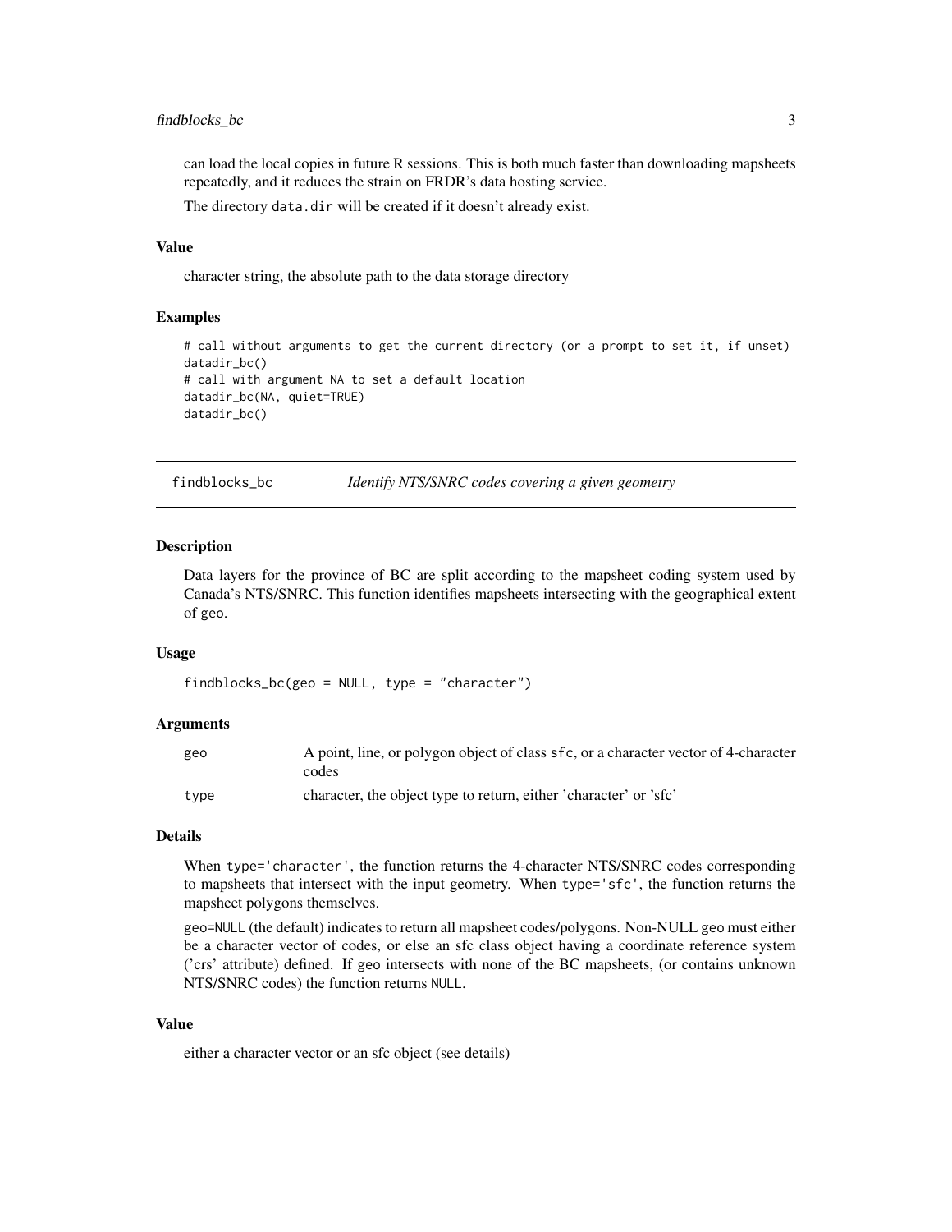can load the local copies in future R sessions. This is both much faster than downloading mapsheets repeatedly, and it reduces the strain on FRDR's data hosting service.

The directory `data.dir` will be created if it doesn't already exist.

### Value

character string, the absolute path to the data storage directory

### Examples

```
# call without arguments to get the current directory (or a prompt to set it, if unset)
datadir_bc()
# call with argument NA to set a default location
datadir_bc(NA, quiet=TRUE)
datadir_bc()
```

---

## findblocks_bc — *Identify NTS/SNRC codes covering a given geometry*

---

### Description

Data layers for the province of BC are split according to the mapsheet coding system used by Canada's NTS/SNRC. This function identifies mapsheets intersecting with the geographical extent of `geo`.

### Usage

```
findblocks_bc(geo = NULL, type = "character")
```

### Arguments

| | |
|---|---|
| geo | A point, line, or polygon object of class `sfc`, or a character vector of 4-character codes |
| type | character, the object type to return, either 'character' or 'sfc' |

### Details

When `type='character'`, the function returns the 4-character NTS/SNRC codes corresponding to mapsheets that intersect with the input geometry. When `type='sfc'`, the function returns the mapsheet polygons themselves.

`geo=NULL` (the default) indicates to return all mapsheet codes/polygons. Non-NULL `geo` must either be a character vector of codes, or else an sfc class object having a coordinate reference system ('crs' attribute) defined. If `geo` intersects with none of the BC mapsheets, (or contains unknown NTS/SNRC codes) the function returns `NULL`.

### Value

either a character vector or an sfc object (see details)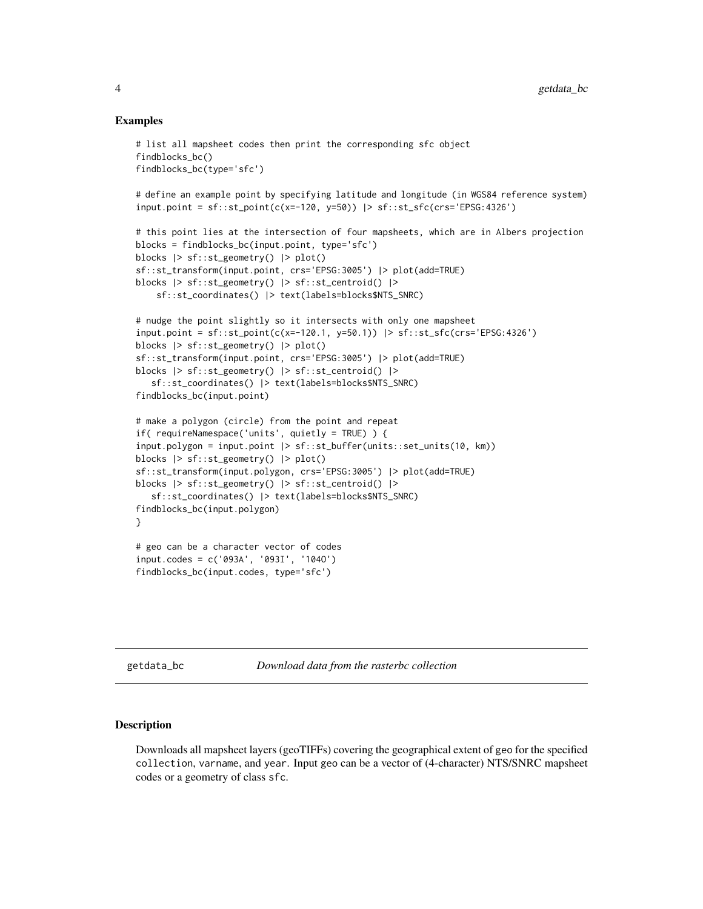### Examples

```
# list all mapsheet codes then print the corresponding sfc object
findblocks_bc()
findblocks_bc(type='sfc')

# define an example point by specifying latitude and longitude (in WGS84 reference system)
input.point = sf::st_point(c(x=-120, y=50)) |> sf::st_sfc(crs='EPSG:4326')

# this point lies at the intersection of four mapsheets, which are in Albers projection
blocks = findblocks_bc(input.point, type='sfc')
blocks |> sf::st_geometry() |> plot()
sf::st_transform(input.point, crs='EPSG:3005') |> plot(add=TRUE)
blocks |> sf::st_geometry() |> sf::st_centroid() |>
    sf::st_coordinates() |> text(labels=blocks$NTS_SNRC)

# nudge the point slightly so it intersects with only one mapsheet
input.point = sf::st_point(c(x=-120.1, y=50.1)) |> sf::st_sfc(crs='EPSG:4326')
blocks |> sf::st_geometry() |> plot()
sf::st_transform(input.point, crs='EPSG:3005') |> plot(add=TRUE)
blocks |> sf::st_geometry() |> sf::st_centroid() |>
   sf::st_coordinates() |> text(labels=blocks$NTS_SNRC)
findblocks_bc(input.point)

# make a polygon (circle) from the point and repeat
if( requireNamespace('units', quietly = TRUE) ) {
input.polygon = input.point |> sf::st_buffer(units::set_units(10, km))
blocks |> sf::st_geometry() |> plot()
sf::st_transform(input.polygon, crs='EPSG:3005') |> plot(add=TRUE)
blocks |> sf::st_geometry() |> sf::st_centroid() |>
   sf::st_coordinates() |> text(labels=blocks$NTS_SNRC)
findblocks_bc(input.polygon)
}

# geo can be a character vector of codes
input.codes = c('093A', '093I', '104O')
findblocks_bc(input.codes, type='sfc')
```

## getdata_bc — *Download data from the rasterbc collection*

### Description

Downloads all mapsheet layers (geoTIFFs) covering the geographical extent of geo for the specified `collection`, `varname`, and `year`. Input `geo` can be a vector of (4-character) NTS/SNRC mapsheet codes or a geometry of class `sfc`.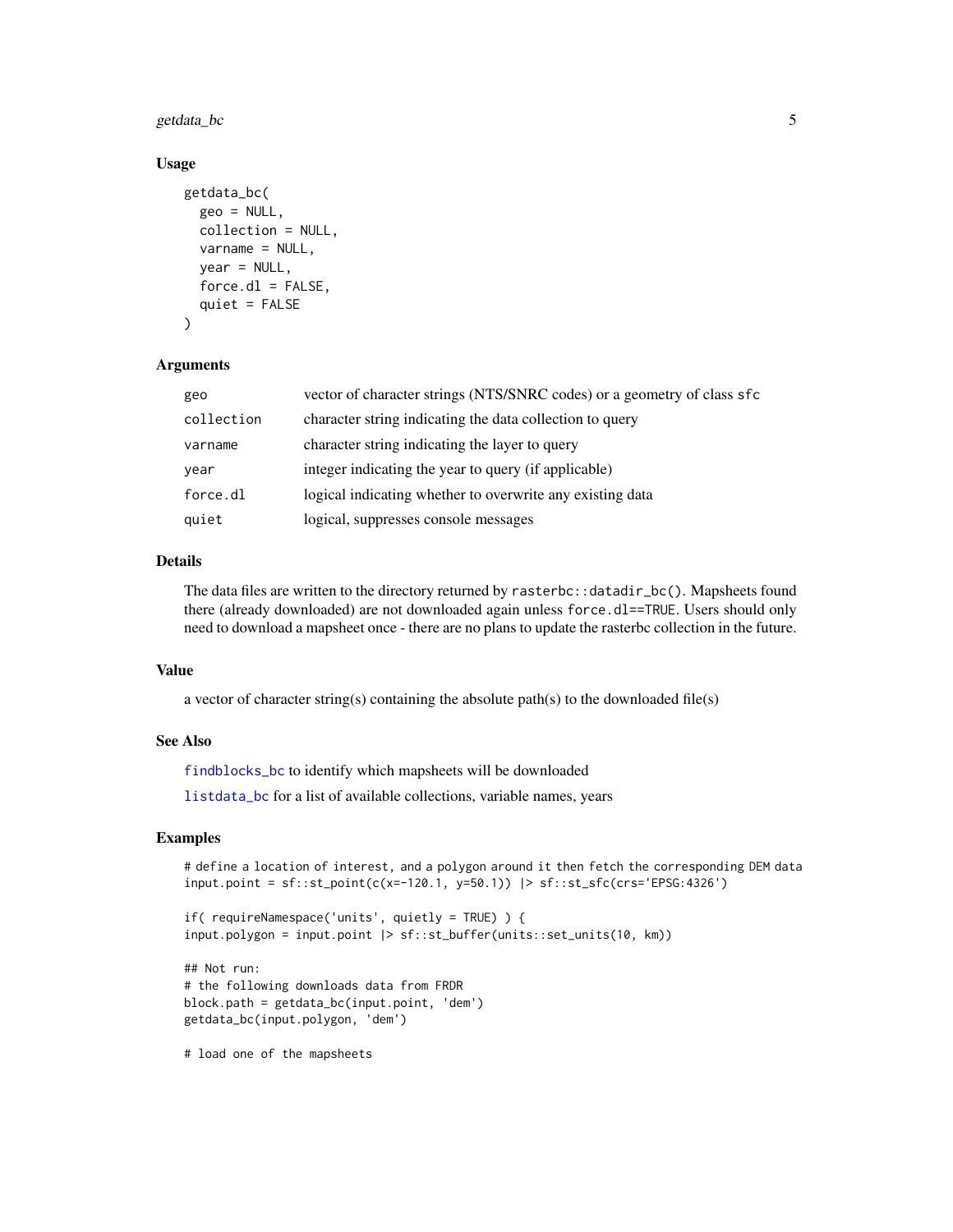## Usage

```
getdata_bc(
  geo = NULL,
  collection = NULL,
  varname = NULL,
  year = NULL,
  force.dl = FALSE,
  quiet = FALSE
)
```

## Arguments

| | |
|---|---|
| `geo` | vector of character strings (NTS/SNRC codes) or a geometry of class `sfc` |
| `collection` | character string indicating the data collection to query |
| `varname` | character string indicating the layer to query |
| `year` | integer indicating the year to query (if applicable) |
| `force.dl` | logical indicating whether to overwrite any existing data |
| `quiet` | logical, suppresses console messages |

## Details

The data files are written to the directory returned by `rasterbc::datadir_bc()`. Mapsheets found there (already downloaded) are not downloaded again unless `force.dl==TRUE`. Users should only need to download a mapsheet once - there are no plans to update the rasterbc collection in the future.

## Value

a vector of character string(s) containing the absolute path(s) to the downloaded file(s)

## See Also

`findblocks_bc` to identify which mapsheets will be downloaded

`listdata_bc` for a list of available collections, variable names, years

## Examples

```
# define a location of interest, and a polygon around it then fetch the corresponding DEM data
input.point = sf::st_point(c(x=-120.1, y=50.1)) |> sf::st_sfc(crs='EPSG:4326')

if( requireNamespace('units', quietly = TRUE) ) {
input.polygon = input.point |> sf::st_buffer(units::set_units(10, km))

## Not run:
# the following downloads data from FRDR
block.path = getdata_bc(input.point, 'dem')
getdata_bc(input.polygon, 'dem')

# load one of the mapsheets
```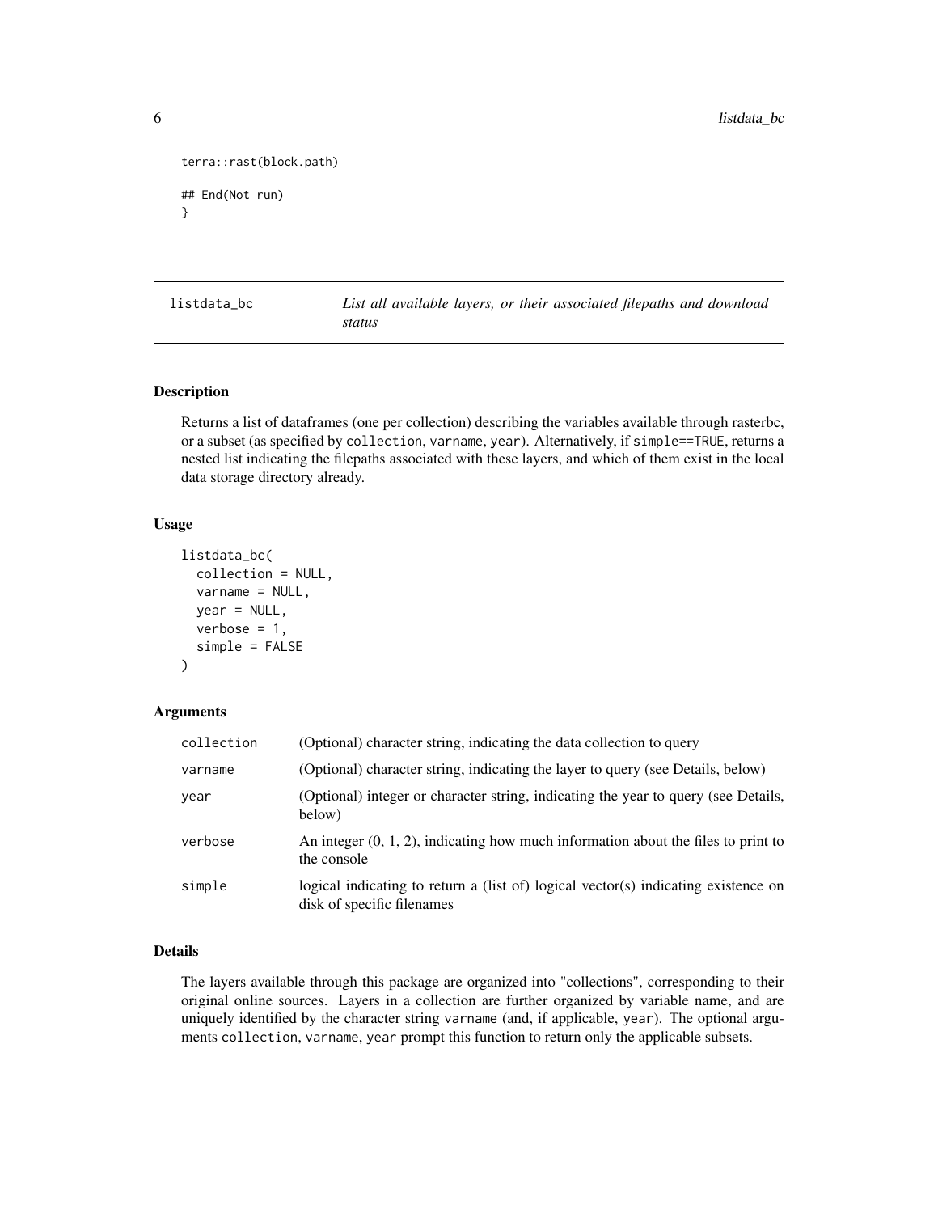```
terra::rast(block.path)

## End(Not run)
}
```

## listdata_bc — *List all available layers, or their associated filepaths and download status*

### Description

Returns a list of dataframes (one per collection) describing the variables available through rasterbc, or a subset (as specified by `collection`, `varname`, `year`). Alternatively, if `simple==TRUE`, returns a nested list indicating the filepaths associated with these layers, and which of them exist in the local data storage directory already.

### Usage

```
listdata_bc(
  collection = NULL,
  varname = NULL,
  year = NULL,
  verbose = 1,
  simple = FALSE
)
```

### Arguments

| | |
|---|---|
| `collection` | (Optional) character string, indicating the data collection to query |
| `varname` | (Optional) character string, indicating the layer to query (see Details, below) |
| `year` | (Optional) integer or character string, indicating the year to query (see Details, below) |
| `verbose` | An integer (0, 1, 2), indicating how much information about the files to print to the console |
| `simple` | logical indicating to return a (list of) logical vector(s) indicating existence on disk of specific filenames |

### Details

The layers available through this package are organized into "collections", corresponding to their original online sources. Layers in a collection are further organized by variable name, and are uniquely identified by the character string `varname` (and, if applicable, `year`). The optional arguments `collection`, `varname`, `year` prompt this function to return only the applicable subsets.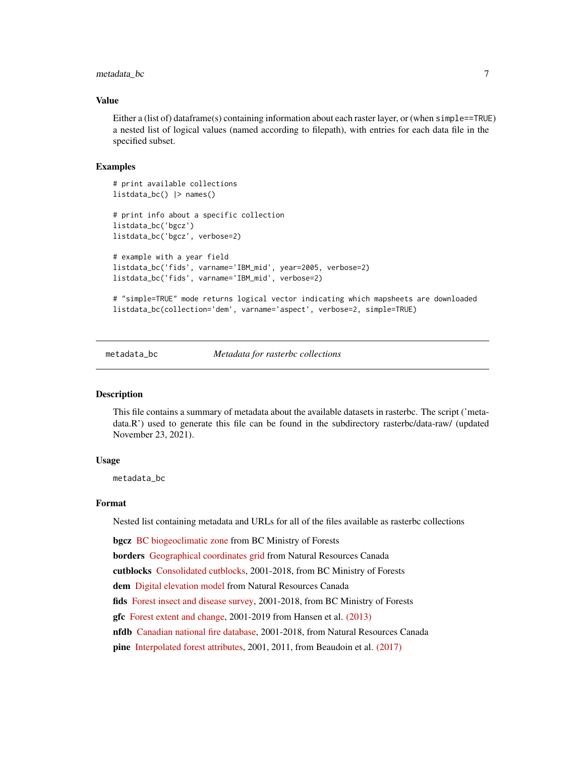### Value

Either a (list of) dataframe(s) containing information about each raster layer, or (when `simple==TRUE`) a nested list of logical values (named according to filepath), with entries for each data file in the specified subset.

### Examples

```
# print available collections
listdata_bc() |> names()

# print info about a specific collection
listdata_bc('bgcz')
listdata_bc('bgcz', verbose=2)

# example with a year field
listdata_bc('fids', varname='IBM_mid', year=2005, verbose=2)
listdata_bc('fids', varname='IBM_mid', verbose=2)

# "simple=TRUE" mode returns logical vector indicating which mapsheets are downloaded
listdata_bc(collection='dem', varname='aspect', verbose=2, simple=TRUE)
```

---

## metadata_bc — *Metadata for rasterbc collections*

### Description

This file contains a summary of metadata about the available datasets in rasterbc. The script ('metadata.R') used to generate this file can be found in the subdirectory rasterbc/data-raw/ (updated November 23, 2021).

### Usage

```
metadata_bc
```

### Format

Nested list containing metadata and URLs for all of the files available as rasterbc collections

**bgcz** BC biogeoclimatic zone from BC Ministry of Forests

**borders** Geographical coordinates grid from Natural Resources Canada

**cutblocks** Consolidated cutblocks, 2001-2018, from BC Ministry of Forests

**dem** Digital elevation model from Natural Resources Canada

**fids** Forest insect and disease survey, 2001-2018, from BC Ministry of Forests

**gfc** Forest extent and change, 2001-2019 from Hansen et al. (2013)

**nfdb** Canadian national fire database, 2001-2018, from Natural Resources Canada

**pine** Interpolated forest attributes, 2001, 2011, from Beaudoin et al. (2017)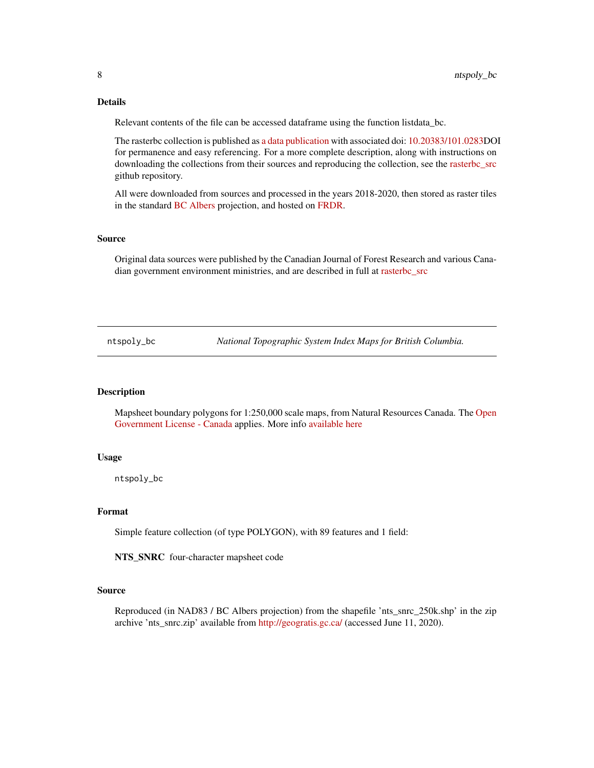### Details

Relevant contents of the file can be accessed dataframe using the function listdata_bc.

The rasterbc collection is published as a data publication with associated doi: 10.20383/101.0283DOI for permanence and easy referencing. For a more complete description, along with instructions on downloading the collections from their sources and reproducing the collection, see the rasterbc_src github repository.

All were downloaded from sources and processed in the years 2018-2020, then stored as raster tiles in the standard BC Albers projection, and hosted on FRDR.

### Source

Original data sources were published by the Canadian Journal of Forest Research and various Canadian government environment ministries, and are described in full at rasterbc_src

---

## ntspoly_bc — *National Topographic System Index Maps for British Columbia.*

---

### Description

Mapsheet boundary polygons for 1:250,000 scale maps, from Natural Resources Canada. The Open Government License - Canada applies. More info available here

### Usage

```
ntspoly_bc
```

### Format

Simple feature collection (of type POLYGON), with 89 features and 1 field:

**NTS_SNRC** four-character mapsheet code

### Source

Reproduced (in NAD83 / BC Albers projection) from the shapefile 'nts_snrc_250k.shp' in the zip archive 'nts_snrc.zip' available from http://geogratis.gc.ca/ (accessed June 11, 2020).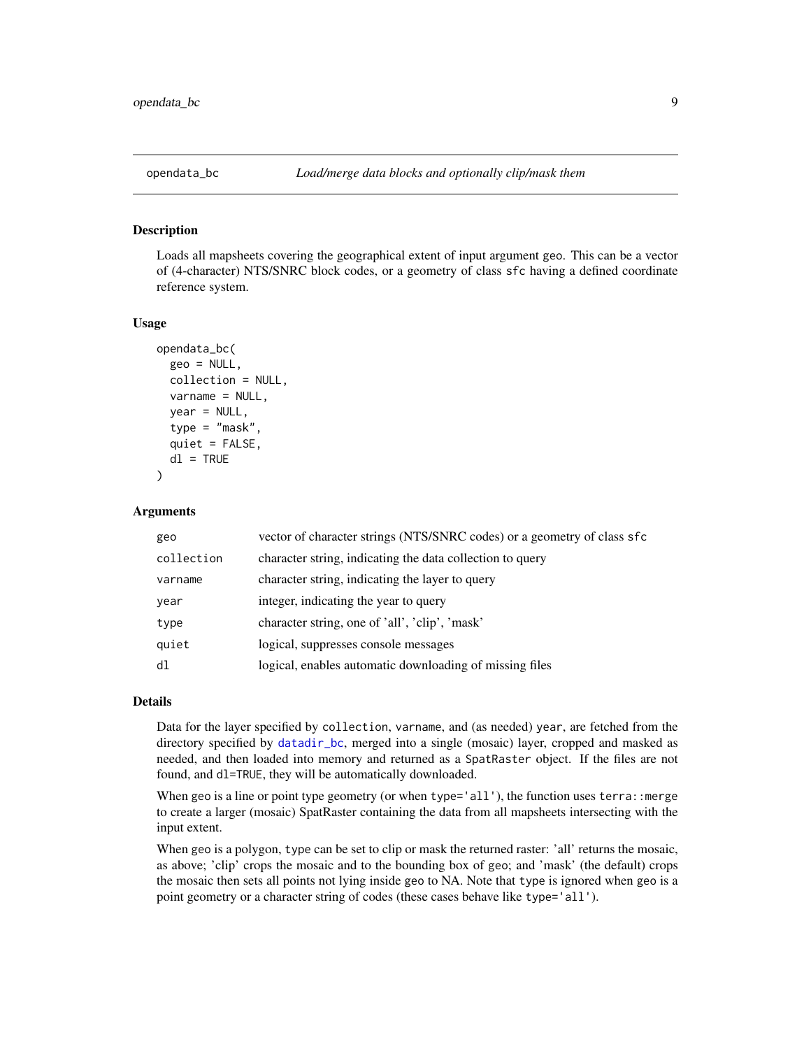## opendata_bc — *Load/merge data blocks and optionally clip/mask them*

### Description

Loads all mapsheets covering the geographical extent of input argument geo. This can be a vector of (4-character) NTS/SNRC block codes, or a geometry of class `sfc` having a defined coordinate reference system.

### Usage

```
opendata_bc(
  geo = NULL,
  collection = NULL,
  varname = NULL,
  year = NULL,
  type = "mask",
  quiet = FALSE,
  dl = TRUE
)
```

### Arguments

| | |
|---|---|
| `geo` | vector of character strings (NTS/SNRC codes) or a geometry of class `sfc` |
| `collection` | character string, indicating the data collection to query |
| `varname` | character string, indicating the layer to query |
| `year` | integer, indicating the year to query |
| `type` | character string, one of 'all', 'clip', 'mask' |
| `quiet` | logical, suppresses console messages |
| `dl` | logical, enables automatic downloading of missing files |

### Details

Data for the layer specified by `collection`, `varname`, and (as needed) `year`, are fetched from the directory specified by `datadir_bc`, merged into a single (mosaic) layer, cropped and masked as needed, and then loaded into memory and returned as a `SpatRaster` object. If the files are not found, and `dl=TRUE`, they will be automatically downloaded.

When `geo` is a line or point type geometry (or when `type='all'`), the function uses `terra::merge` to create a larger (mosaic) SpatRaster containing the data from all mapsheets intersecting with the input extent.

When `geo` is a polygon, `type` can be set to clip or mask the returned raster: 'all' returns the mosaic, as above; 'clip' crops the mosaic and to the bounding box of `geo`; and 'mask' (the default) crops the mosaic then sets all points not lying inside `geo` to NA. Note that `type` is ignored when `geo` is a point geometry or a character string of codes (these cases behave like `type='all'`).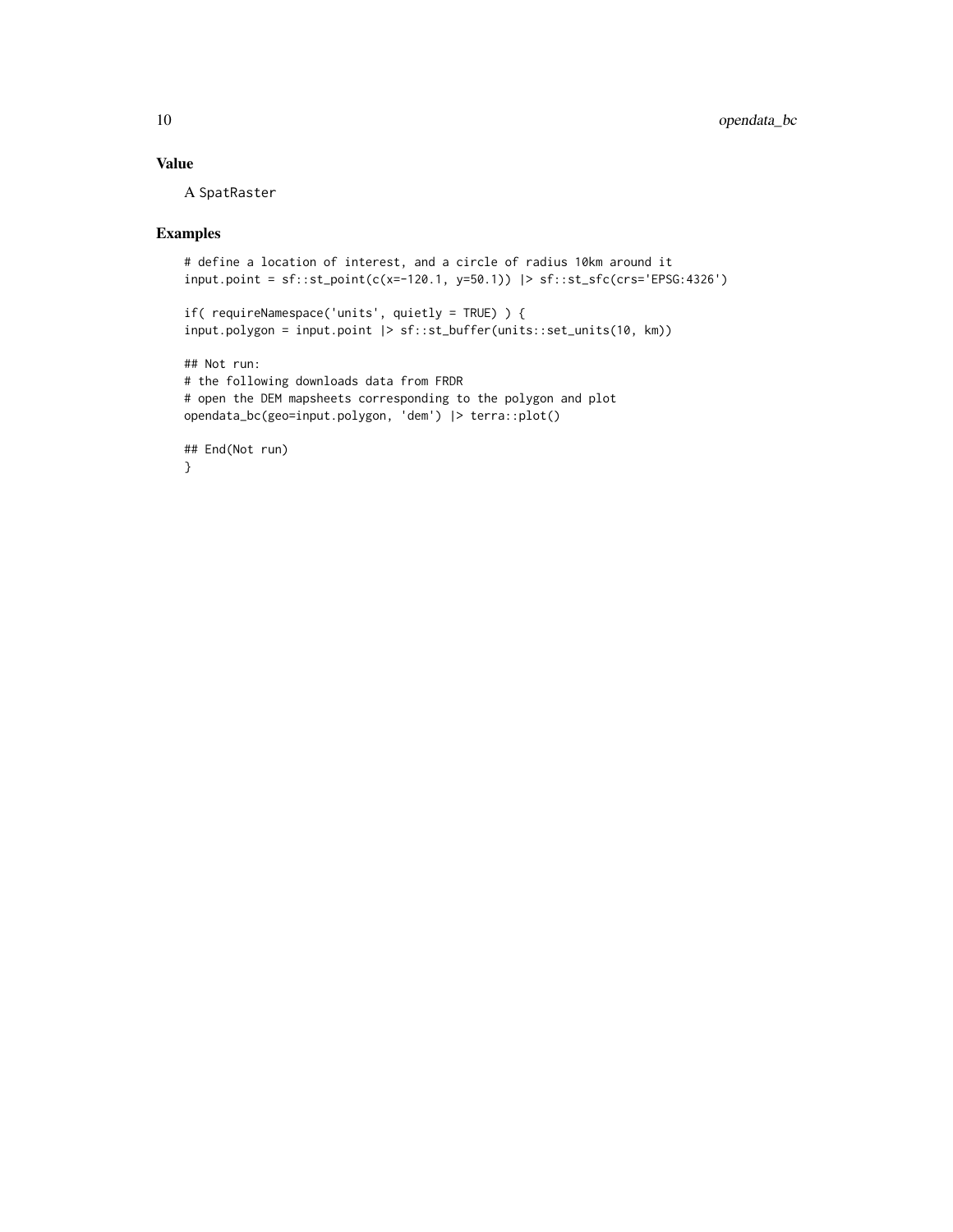## Value

A SpatRaster

## Examples

```
# define a location of interest, and a circle of radius 10km around it
input.point = sf::st_point(c(x=-120.1, y=50.1)) |> sf::st_sfc(crs='EPSG:4326')

if( requireNamespace('units', quietly = TRUE) ) {
input.polygon = input.point |> sf::st_buffer(units::set_units(10, km))

## Not run:
# the following downloads data from FRDR
# open the DEM mapsheets corresponding to the polygon and plot
opendata_bc(geo=input.polygon, 'dem') |> terra::plot()

## End(Not run)
}
```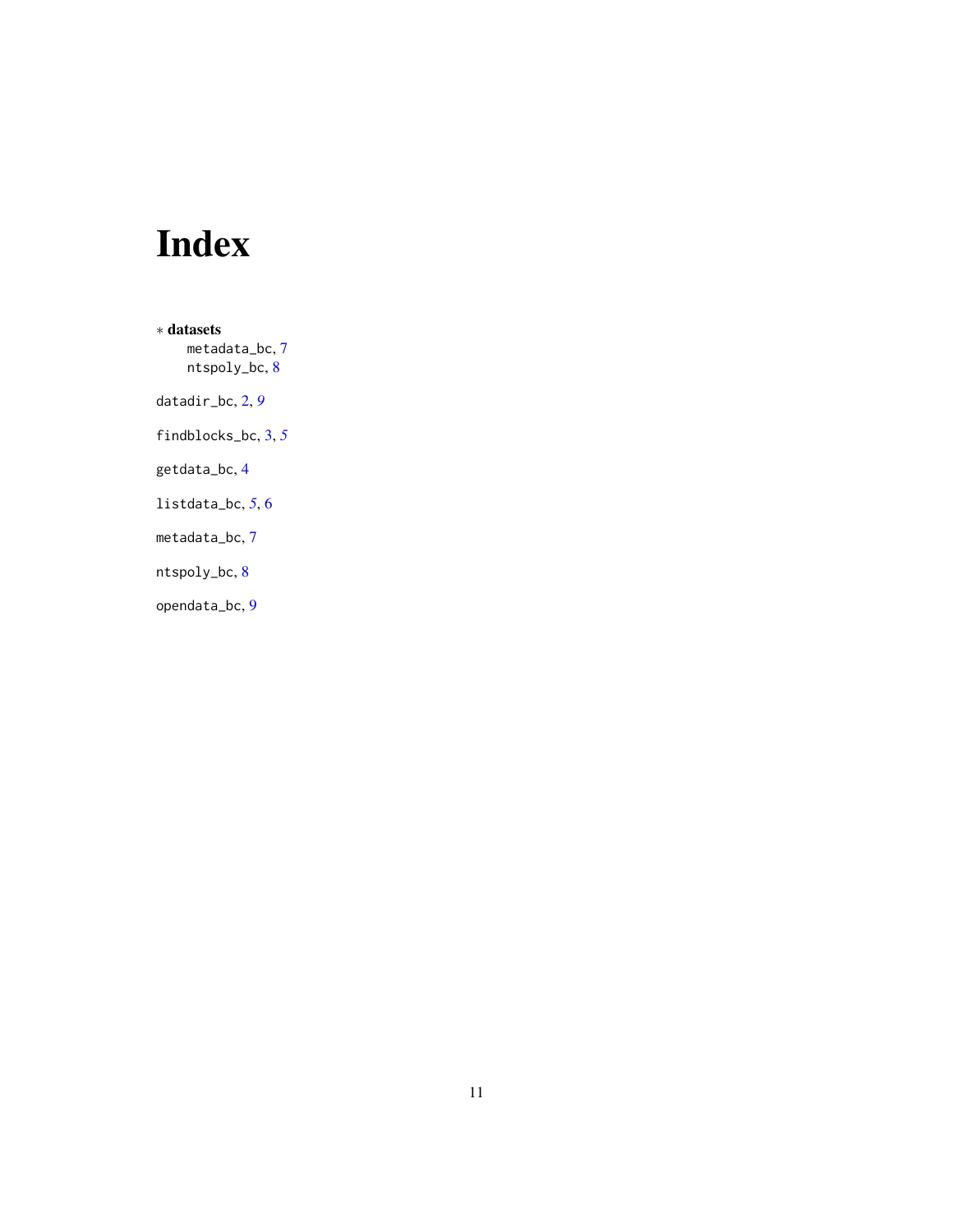# Index

∗ **datasets**
  metadata_bc, 7
  ntspoly_bc, 8

datadir_bc, 2, *9*

findblocks_bc, 3, *5*

getdata_bc, 4

listdata_bc, *5*, 6

metadata_bc, 7

ntspoly_bc, 8

opendata_bc, 9